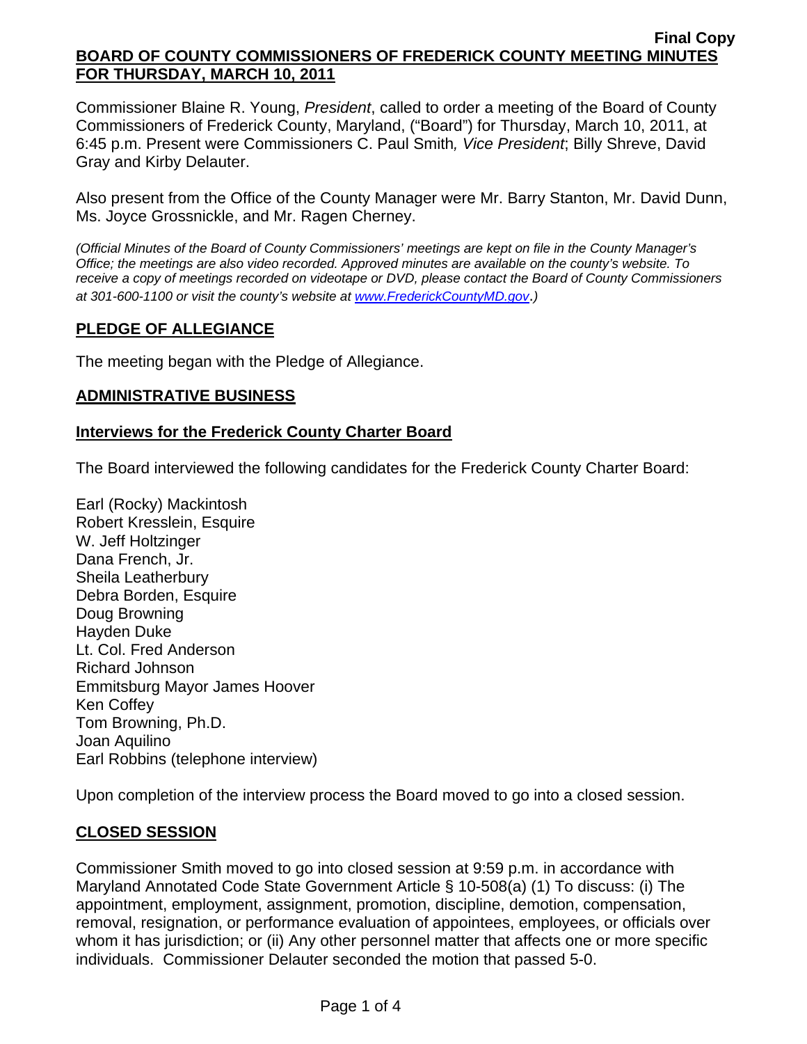**Final Copy**

# BOARD OF COUNTY COMMISSIONERS OF FREDERICK COUNTY MEETING MINUTES FOR THURSDAY, MARCH 10, 2011

Commissioner Blaine R. Young, *President*, called to order a meeting of the Board of County Commissioners of Frederick County, Maryland, ("Board") for Thursday, March 10, 2011, at 6:45 p.m. Present were Commissioners C. Paul Smith*, Vice President*; Billy Shreve, David Gray and Kirby Delauter.

Also present from the Office of the County Manager were Mr. Barry Stanton, Mr. David Dunn, Ms. Joyce Grossnickle, and Mr. Ragen Cherney.

*(Official Minutes of the Board of County Commissioners' meetings are kept on file in the County Manager's Office; the meetings are also video recorded. Approved minutes are available on the county's website. To receive a copy of meetings recorded on videotape or DVD, please contact the Board of County Commissioners at 301-600-1100 or visit the county's website at www.FrederickCountyMD.gov.)*

## PLEDGE OF ALLEGIANCE

The meeting began with the Pledge of Allegiance.

## ADMINISTRATIVE BUSINESS

### Interviews for the Frederick County Charter Board

The Board interviewed the following candidates for the Frederick County Charter Board:

Earl (Rocky) Mackintosh
Robert Kresslein, Esquire
W. Jeff Holtzinger
Dana French, Jr.
Sheila Leatherbury
Debra Borden, Esquire
Doug Browning
Hayden Duke
Lt. Col. Fred Anderson
Richard Johnson
Emmitsburg Mayor James Hoover
Ken Coffey
Tom Browning, Ph.D.
Joan Aquilino
Earl Robbins (telephone interview)

Upon completion of the interview process the Board moved to go into a closed session.

## CLOSED SESSION

Commissioner Smith moved to go into closed session at 9:59 p.m. in accordance with Maryland Annotated Code State Government Article § 10-508(a) (1) To discuss: (i) The appointment, employment, assignment, promotion, discipline, demotion, compensation, removal, resignation, or performance evaluation of appointees, employees, or officials over whom it has jurisdiction; or (ii) Any other personnel matter that affects one or more specific individuals. Commissioner Delauter seconded the motion that passed 5-0.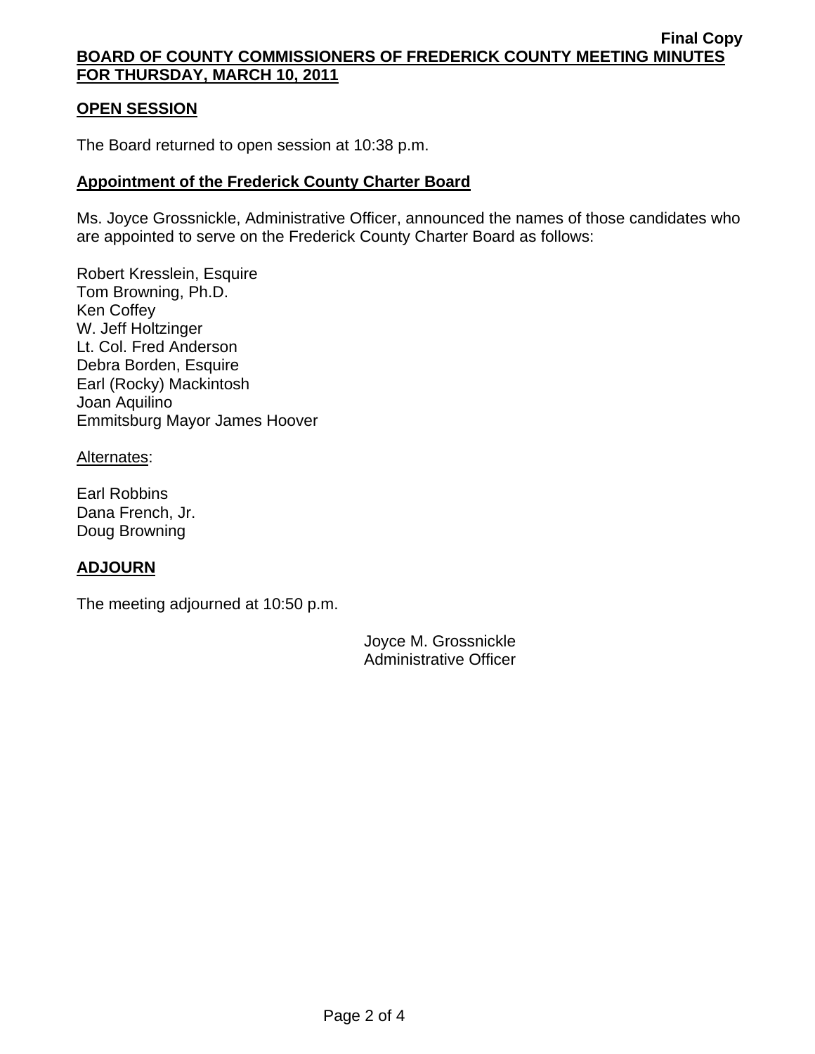Final Copy

**BOARD OF COUNTY COMMISSIONERS OF FREDERICK COUNTY MEETING MINUTES FOR THURSDAY, MARCH 10, 2011**

## OPEN SESSION

The Board returned to open session at 10:38 p.m.

## Appointment of the Frederick County Charter Board

Ms. Joyce Grossnickle, Administrative Officer, announced the names of those candidates who are appointed to serve on the Frederick County Charter Board as follows:

Robert Kresslein, Esquire
Tom Browning, Ph.D.
Ken Coffey
W. Jeff Holtzinger
Lt. Col. Fred Anderson
Debra Borden, Esquire
Earl (Rocky) Mackintosh
Joan Aquilino
Emmitsburg Mayor James Hoover

Alternates:

Earl Robbins
Dana French, Jr.
Doug Browning

## ADJOURN

The meeting adjourned at 10:50 p.m.

Joyce M. Grossnickle
Administrative Officer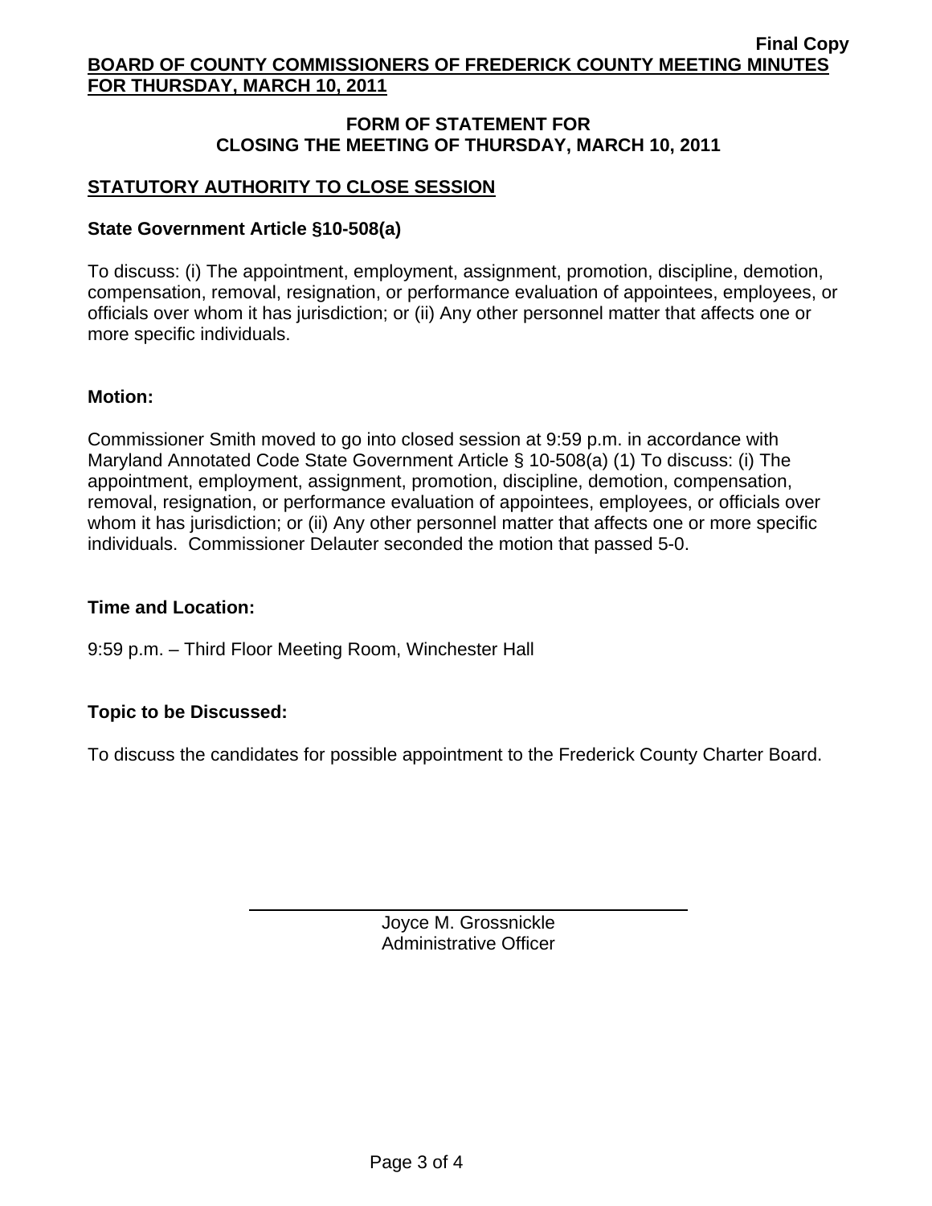**Final Copy**

**BOARD OF COUNTY COMMISSIONERS OF FREDERICK COUNTY MEETING MINUTES FOR THURSDAY, MARCH 10, 2011**

## FORM OF STATEMENT FOR CLOSING THE MEETING OF THURSDAY, MARCH 10, 2011

## STATUTORY AUTHORITY TO CLOSE SESSION

### State Government Article §10-508(a)

To discuss: (i) The appointment, employment, assignment, promotion, discipline, demotion, compensation, removal, resignation, or performance evaluation of appointees, employees, or officials over whom it has jurisdiction; or (ii) Any other personnel matter that affects one or more specific individuals.

### Motion:

Commissioner Smith moved to go into closed session at 9:59 p.m. in accordance with Maryland Annotated Code State Government Article § 10-508(a) (1) To discuss: (i) The appointment, employment, assignment, promotion, discipline, demotion, compensation, removal, resignation, or performance evaluation of appointees, employees, or officials over whom it has jurisdiction; or (ii) Any other personnel matter that affects one or more specific individuals. Commissioner Delauter seconded the motion that passed 5-0.

### Time and Location:

9:59 p.m. – Third Floor Meeting Room, Winchester Hall

### Topic to be Discussed:

To discuss the candidates for possible appointment to the Frederick County Charter Board.

\_\_\_\_\_\_\_\_\_\_\_\_\_\_\_\_\_\_\_\_\_\_\_\_\_\_\_\_\_\_\_\_

Joyce M. Grossnickle
Administrative Officer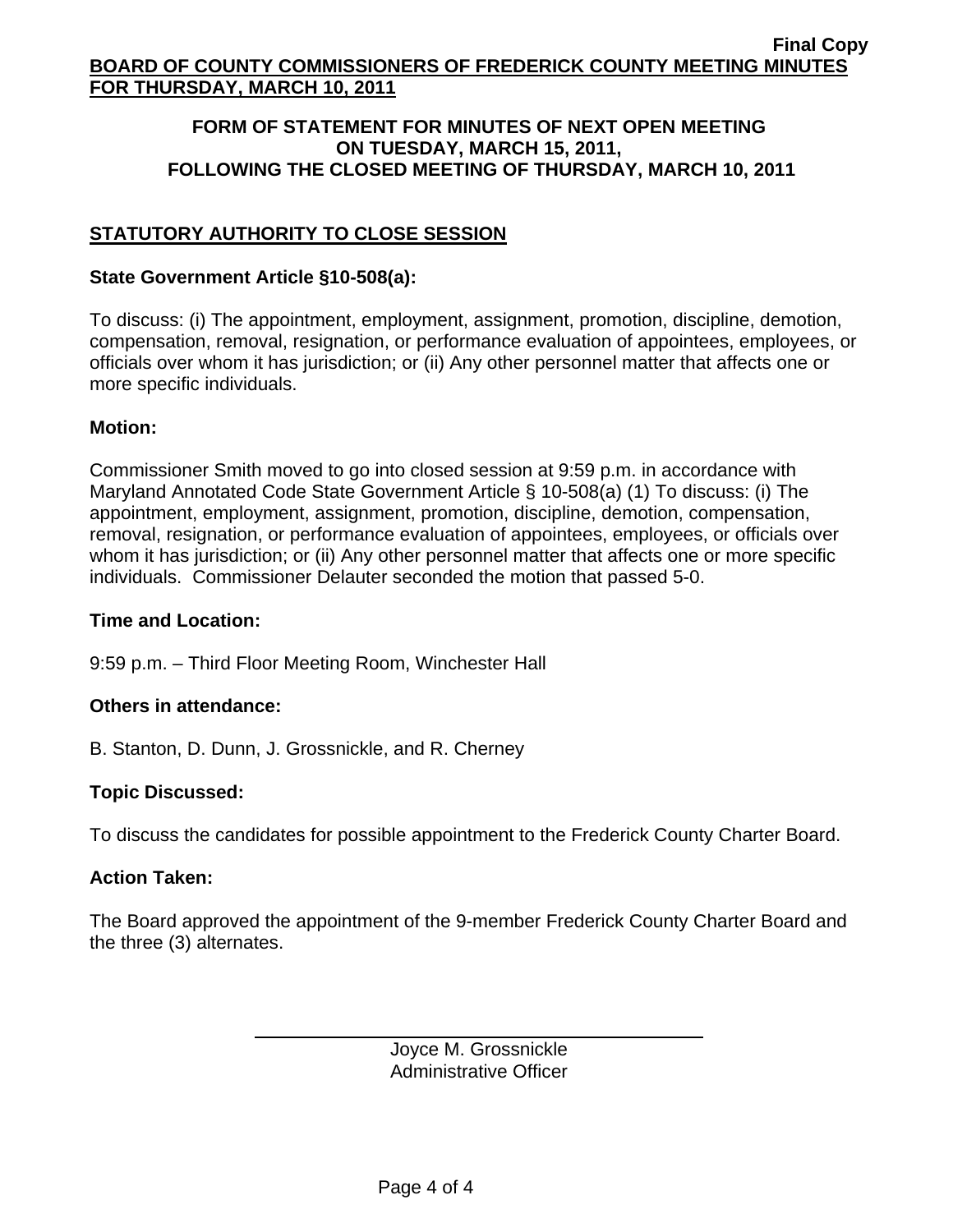**Final Copy**

**BOARD OF COUNTY COMMISSIONERS OF FREDERICK COUNTY MEETING MINUTES FOR THURSDAY, MARCH 10, 2011**

**FORM OF STATEMENT FOR MINUTES OF NEXT OPEN MEETING ON TUESDAY, MARCH 15, 2011, FOLLOWING THE CLOSED MEETING OF THURSDAY, MARCH 10, 2011**

## STATUTORY AUTHORITY TO CLOSE SESSION

**State Government Article §10-508(a):**

To discuss: (i) The appointment, employment, assignment, promotion, discipline, demotion, compensation, removal, resignation, or performance evaluation of appointees, employees, or officials over whom it has jurisdiction; or (ii) Any other personnel matter that affects one or more specific individuals.

**Motion:**

Commissioner Smith moved to go into closed session at 9:59 p.m. in accordance with Maryland Annotated Code State Government Article § 10-508(a) (1) To discuss: (i) The appointment, employment, assignment, promotion, discipline, demotion, compensation, removal, resignation, or performance evaluation of appointees, employees, or officials over whom it has jurisdiction; or (ii) Any other personnel matter that affects one or more specific individuals. Commissioner Delauter seconded the motion that passed 5-0.

**Time and Location:**

9:59 p.m. – Third Floor Meeting Room, Winchester Hall

**Others in attendance:**

B. Stanton, D. Dunn, J. Grossnickle, and R. Cherney

**Topic Discussed:**

To discuss the candidates for possible appointment to the Frederick County Charter Board.

**Action Taken:**

The Board approved the appointment of the 9-member Frederick County Charter Board and the three (3) alternates.

Joyce M. Grossnickle
Administrative Officer